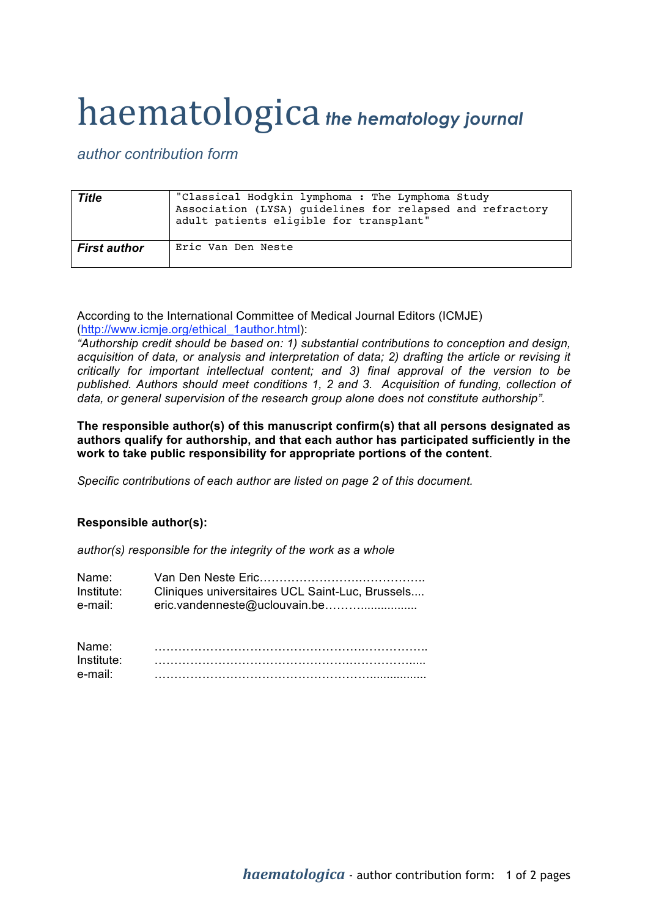# haematologica *the hematology journal*

*author contribution form*

| **Title** | "Classical Hodgkin lymphoma : The Lymphoma Study Association (LYSA) guidelines for relapsed and refractory adult patients eligible for transplant" |
| --- | --- |
| **First author** | Eric Van Den Neste |

According to the International Committee of Medical Journal Editors (ICMJE) (http://www.icmje.org/ethical_1author.html):
*"Authorship credit should be based on: 1) substantial contributions to conception and design, acquisition of data, or analysis and interpretation of data; 2) drafting the article or revising it critically for important intellectual content; and 3) final approval of the version to be published. Authors should meet conditions 1, 2 and 3. Acquisition of funding, collection of data, or general supervision of the research group alone does not constitute authorship".*

**The responsible author(s) of this manuscript confirm(s) that all persons designated as authors qualify for authorship, and that each author has participated sufficiently in the work to take public responsibility for appropriate portions of the content**.

*Specific contributions of each author are listed on page 2 of this document.*

**Responsible author(s):**

*author(s) responsible for the integrity of the work as a whole*

Name: Van Den Neste Eric……………………………………….
Institute: Cliniques universitaires UCL Saint-Luc, Brussels....
e-mail: eric.vandenneste@uclouvain.be………................

Name: ……………………………………………….…………….
Institute: ……………………………………….……………….....
e-mail: ………………………………………………..................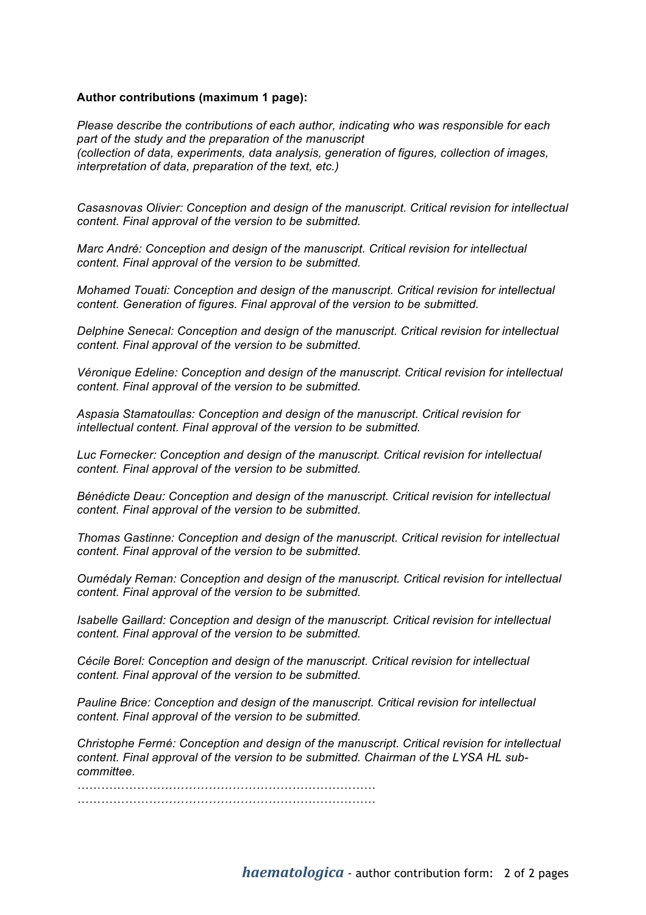**Author contributions (maximum 1 page):**

*Please describe the contributions of each author, indicating who was responsible for each part of the study and the preparation of the manuscript*
*(collection of data, experiments, data analysis, generation of figures, collection of images, interpretation of data, preparation of the text, etc.)*

*Casasnovas Olivier: Conception and design of the manuscript. Critical revision for intellectual content. Final approval of the version to be submitted.*

*Marc André: Conception and design of the manuscript. Critical revision for intellectual content. Final approval of the version to be submitted.*

*Mohamed Touati: Conception and design of the manuscript. Critical revision for intellectual content. Generation of figures. Final approval of the version to be submitted.*

*Delphine Senecal: Conception and design of the manuscript. Critical revision for intellectual content. Final approval of the version to be submitted.*

*Véronique Edeline: Conception and design of the manuscript. Critical revision for intellectual content. Final approval of the version to be submitted.*

*Aspasia Stamatoullas: Conception and design of the manuscript. Critical revision for intellectual content. Final approval of the version to be submitted.*

*Luc Fornecker: Conception and design of the manuscript. Critical revision for intellectual content. Final approval of the version to be submitted.*

*Bénédicte Deau: Conception and design of the manuscript. Critical revision for intellectual content. Final approval of the version to be submitted.*

*Thomas Gastinne: Conception and design of the manuscript. Critical revision for intellectual content. Final approval of the version to be submitted.*

*Oumédaly Reman: Conception and design of the manuscript. Critical revision for intellectual content. Final approval of the version to be submitted.*

*Isabelle Gaillard: Conception and design of the manuscript. Critical revision for intellectual content. Final approval of the version to be submitted.*

*Cécile Borel: Conception and design of the manuscript. Critical revision for intellectual content. Final approval of the version to be submitted.*

*Pauline Brice: Conception and design of the manuscript. Critical revision for intellectual content. Final approval of the version to be submitted.*

*Christophe Fermé: Conception and design of the manuscript. Critical revision for intellectual content. Final approval of the version to be submitted. Chairman of the LYSA HL sub-committee.*

*…………………………………………………………………*
*…………………………………………………………………*